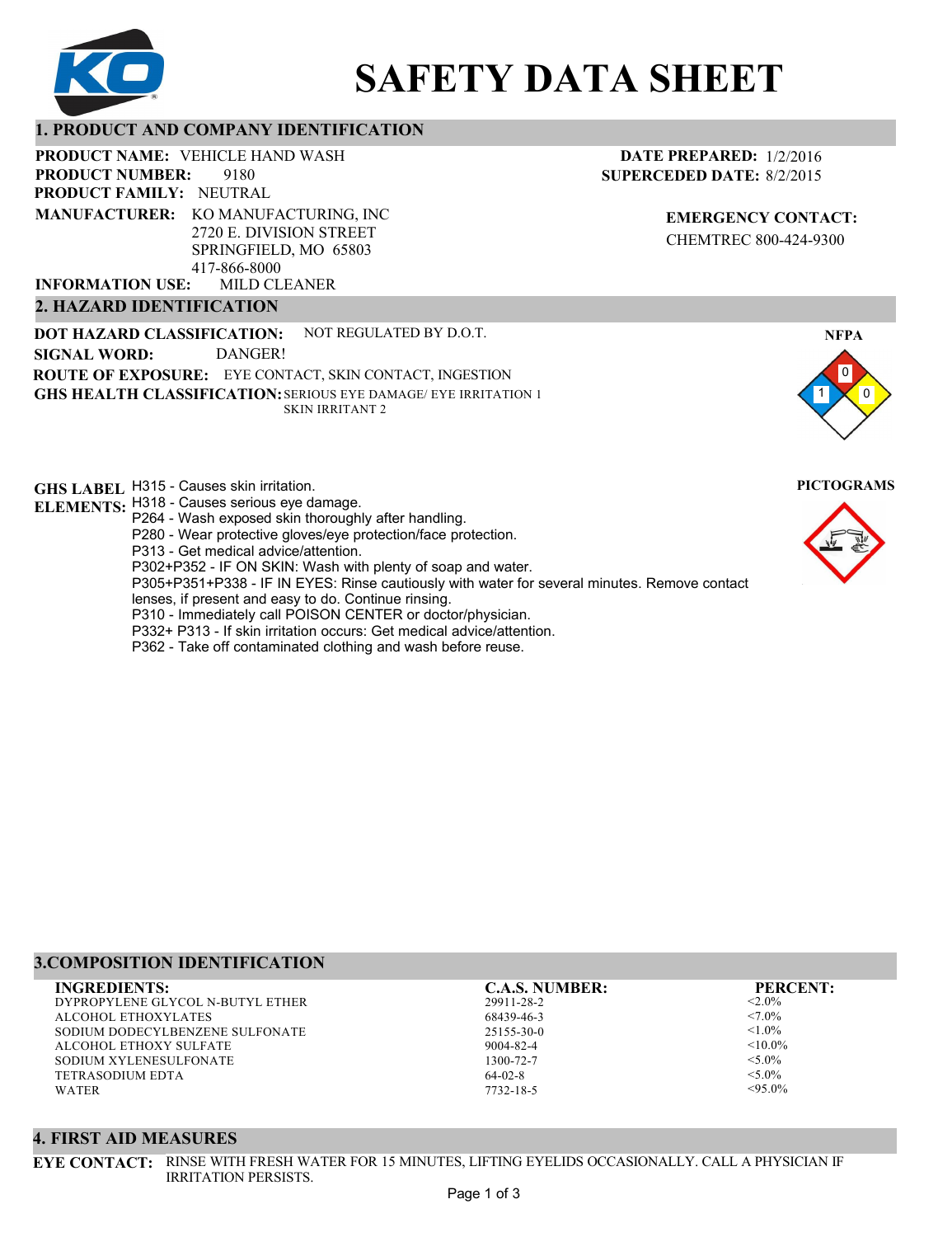# SAFETY DATA SHEET

## 1. PRODUCT AND COMPANY IDENTIFICATION

**PRODUCT NAME:** VEHICLE HAND WASH
**PRODUCT NUMBER:** 9180
**PRODUCT FAMILY:** NEUTRAL
**MANUFACTURER:** KO MANUFACTURING, INC
2720 E. DIVISION STREET
SPRINGFIELD, MO 65803
417-866-8000
**INFORMATION USE:** MILD CLEANER

**DATE PREPARED:** 1/2/2016
**SUPERCEDED DATE:** 8/2/2015

**EMERGENCY CONTACT:**
CHEMTREC 800-424-9300

## 2. HAZARD IDENTIFICATION

**DOT HAZARD CLASSIFICATION:** NOT REGULATED BY D.O.T.
**SIGNAL WORD:** DANGER!
**ROUTE OF EXPOSURE:** EYE CONTACT, SKIN CONTACT, INGESTION
**GHS HEALTH CLASSIFICATION:** SERIOUS EYE DAMAGE/ EYE IRRITATION 1
SKIN IRRITANT 2

**NFPA**

- Health: 1
- Flammability: 0
- Reactivity: 0

**GHS LABEL ELEMENTS:**
H315 - Causes skin irritation.
H318 - Causes serious eye damage.
P264 - Wash exposed skin thoroughly after handling.
P280 - Wear protective gloves/eye protection/face protection.
P313 - Get medical advice/attention.
P302+P352 - IF ON SKIN: Wash with plenty of soap and water.
P305+P351+P338 - IF IN EYES: Rinse cautiously with water for several minutes. Remove contact lenses, if present and easy to do. Continue rinsing.
P310 - Immediately call POISON CENTER or doctor/physician.
P332+ P313 - If skin irritation occurs: Get medical advice/attention.
P362 - Take off contaminated clothing and wash before reuse.

**PICTOGRAMS**

## 3.COMPOSITION IDENTIFICATION

| INGREDIENTS: | C.A.S. NUMBER: | PERCENT: |
|---|---|---|
| DYPROPYLENE GLYCOL N-BUTYL ETHER | 29911-28-2 | <2.0% |
| ALCOHOL ETHOXYLATES | 68439-46-3 | <7.0% |
| SODIUM DODECYLBENZENE SULFONATE | 25155-30-0 | <1.0% |
| ALCOHOL ETHOXY SULFATE | 9004-82-4 | <10.0% |
| SODIUM XYLENESULFONATE | 1300-72-7 | <5.0% |
| TETRASODIUM EDTA | 64-02-8 | <5.0% |
| WATER | 7732-18-5 | <95.0% |

## 4. FIRST AID MEASURES

**EYE CONTACT:** RINSE WITH FRESH WATER FOR 15 MINUTES, LIFTING EYELIDS OCCASIONALLY. CALL A PHYSICIAN IF IRRITATION PERSISTS.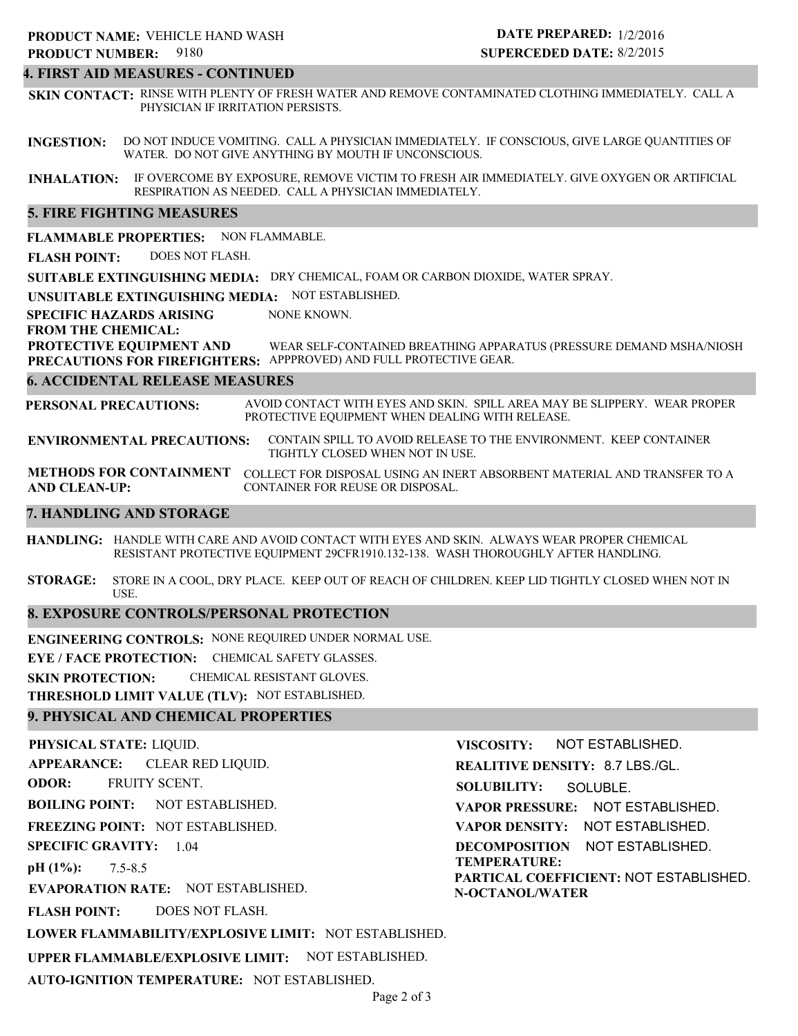**PRODUCT NAME:** VEHICLE HAND WASH
**PRODUCT NUMBER:** 9180

**DATE PREPARED:** 1/2/2016
**SUPERCEDED DATE:** 8/2/2015

## 4. FIRST AID MEASURES - CONTINUED

**SKIN CONTACT:** RINSE WITH PLENTY OF FRESH WATER AND REMOVE CONTAMINATED CLOTHING IMMEDIATELY. CALL A PHYSICIAN IF IRRITATION PERSISTS.

**INGESTION:** DO NOT INDUCE VOMITING. CALL A PHYSICIAN IMMEDIATELY. IF CONSCIOUS, GIVE LARGE QUANTITIES OF WATER. DO NOT GIVE ANYTHING BY MOUTH IF UNCONSCIOUS.

**INHALATION:** IF OVERCOME BY EXPOSURE, REMOVE VICTIM TO FRESH AIR IMMEDIATELY. GIVE OXYGEN OR ARTIFICIAL RESPIRATION AS NEEDED. CALL A PHYSICIAN IMMEDIATELY.

## 5. FIRE FIGHTING MEASURES

**FLAMMABLE PROPERTIES:** NON FLAMMABLE.

**FLASH POINT:** DOES NOT FLASH.

**SUITABLE EXTINGUISHING MEDIA:** DRY CHEMICAL, FOAM OR CARBON DIOXIDE, WATER SPRAY.

**UNSUITABLE EXTINGUISHING MEDIA:** NOT ESTABLISHED.

**SPECIFIC HAZARDS ARISING FROM THE CHEMICAL:** NONE KNOWN.

**PROTECTIVE EQUIPMENT AND PRECAUTIONS FOR FIREFIGHTERS:** WEAR SELF-CONTAINED BREATHING APPARATUS (PRESSURE DEMAND MSHA/NIOSH APPPROVED) AND FULL PROTECTIVE GEAR.

## 6. ACCIDENTAL RELEASE MEASURES

**PERSONAL PRECAUTIONS:** AVOID CONTACT WITH EYES AND SKIN. SPILL AREA MAY BE SLIPPERY. WEAR PROPER PROTECTIVE EQUIPMENT WHEN DEALING WITH RELEASE.

**ENVIRONMENTAL PRECAUTIONS:** CONTAIN SPILL TO AVOID RELEASE TO THE ENVIRONMENT. KEEP CONTAINER TIGHTLY CLOSED WHEN NOT IN USE.

**METHODS FOR CONTAINMENT AND CLEAN-UP:** COLLECT FOR DISPOSAL USING AN INERT ABSORBENT MATERIAL AND TRANSFER TO A CONTAINER FOR REUSE OR DISPOSAL.

## 7. HANDLING AND STORAGE

**HANDLING:** HANDLE WITH CARE AND AVOID CONTACT WITH EYES AND SKIN. ALWAYS WEAR PROPER CHEMICAL RESISTANT PROTECTIVE EQUIPMENT 29CFR1910.132-138. WASH THOROUGHLY AFTER HANDLING.

**STORAGE:** STORE IN A COOL, DRY PLACE. KEEP OUT OF REACH OF CHILDREN. KEEP LID TIGHTLY CLOSED WHEN NOT IN USE.

## 8. EXPOSURE CONTROLS/PERSONAL PROTECTION

**ENGINEERING CONTROLS:** NONE REQUIRED UNDER NORMAL USE.

**EYE / FACE PROTECTION:** CHEMICAL SAFETY GLASSES.

**SKIN PROTECTION:** CHEMICAL RESISTANT GLOVES.

**THRESHOLD LIMIT VALUE (TLV):** NOT ESTABLISHED.

## 9. PHYSICAL AND CHEMICAL PROPERTIES

**PHYSICAL STATE:** LIQUID.

**APPEARANCE:** CLEAR RED LIQUID.

**ODOR:** FRUITY SCENT.

**BOILING POINT:** NOT ESTABLISHED.

**FREEZING POINT:** NOT ESTABLISHED.

**SPECIFIC GRAVITY:** 1.04

**pH (1%):** 7.5-8.5

**EVAPORATION RATE:** NOT ESTABLISHED.

**FLASH POINT:** DOES NOT FLASH.

**LOWER FLAMMABILITY/EXPLOSIVE LIMIT:** NOT ESTABLISHED.

**UPPER FLAMMABLE/EXPLOSIVE LIMIT:** NOT ESTABLISHED.

**AUTO-IGNITION TEMPERATURE:** NOT ESTABLISHED.

**VISCOSITY:** NOT ESTABLISHED.

**REALITIVE DENSITY:** 8.7 LBS./GL.

**SOLUBILITY:** SOLUBLE.

**VAPOR PRESSURE:** NOT ESTABLISHED.

**VAPOR DENSITY:** NOT ESTABLISHED.

**DECOMPOSITION TEMPERATURE:** NOT ESTABLISHED.

**PARTICAL COEFFICIENT: N-OCTANOL/WATER** NOT ESTABLISHED.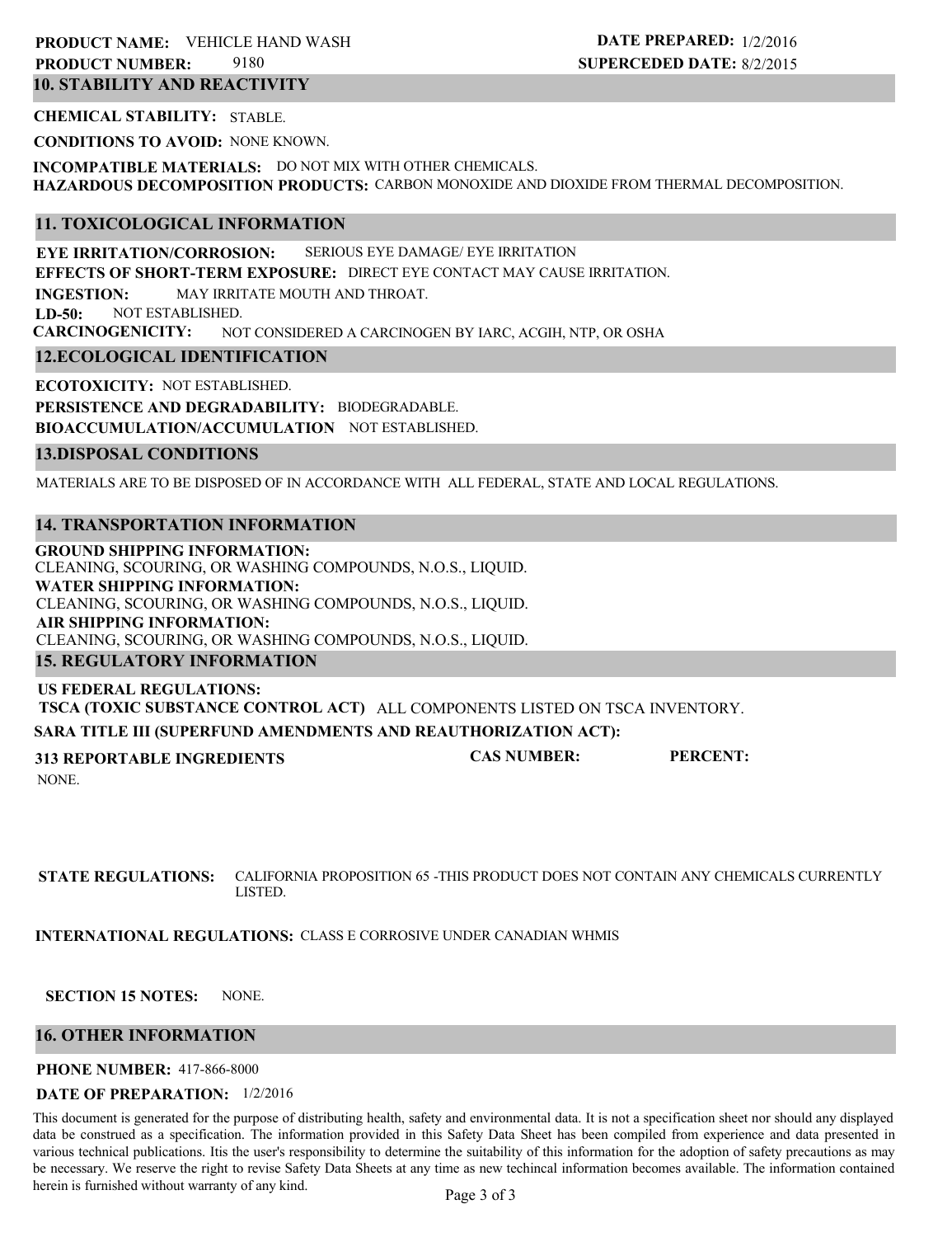**PRODUCT NAME:** VEHICLE HAND WASH
**PRODUCT NUMBER:** 9180

**DATE PREPARED:** 1/2/2016
**SUPERCEDED DATE:** 8/2/2015

## 10. STABILITY AND REACTIVITY

**CHEMICAL STABILITY:** STABLE.

**CONDITIONS TO AVOID:** NONE KNOWN.

**INCOMPATIBLE MATERIALS:** DO NOT MIX WITH OTHER CHEMICALS.

**HAZARDOUS DECOMPOSITION PRODUCTS:** CARBON MONOXIDE AND DIOXIDE FROM THERMAL DECOMPOSITION.

## 11. TOXICOLOGICAL INFORMATION

**EYE IRRITATION/CORROSION:** SERIOUS EYE DAMAGE/ EYE IRRITATION

**EFFECTS OF SHORT-TERM EXPOSURE:** DIRECT EYE CONTACT MAY CAUSE IRRITATION.

**INGESTION:** MAY IRRITATE MOUTH AND THROAT.

**LD-50:** NOT ESTABLISHED.

**CARCINOGENICITY:** NOT CONSIDERED A CARCINOGEN BY IARC, ACGIH, NTP, OR OSHA

## 12.ECOLOGICAL IDENTIFICATION

**ECOTOXICITY:** NOT ESTABLISHED.

**PERSISTENCE AND DEGRADABILITY:** BIODEGRADABLE.

**BIOACCUMULATION/ACCUMULATION** NOT ESTABLISHED.

## 13.DISPOSAL CONDITIONS

MATERIALS ARE TO BE DISPOSED OF IN ACCORDANCE WITH ALL FEDERAL, STATE AND LOCAL REGULATIONS.

## 14. TRANSPORTATION INFORMATION

**GROUND SHIPPING INFORMATION:**
CLEANING, SCOURING, OR WASHING COMPOUNDS, N.O.S., LIQUID.

**WATER SHIPPING INFORMATION:**
CLEANING, SCOURING, OR WASHING COMPOUNDS, N.O.S., LIQUID.

**AIR SHIPPING INFORMATION:**
CLEANING, SCOURING, OR WASHING COMPOUNDS, N.O.S., LIQUID.

## 15. REGULATORY INFORMATION

**US FEDERAL REGULATIONS:**

**TSCA (TOXIC SUBSTANCE CONTROL ACT)** ALL COMPONENTS LISTED ON TSCA INVENTORY.

**SARA TITLE III (SUPERFUND AMENDMENTS AND REAUTHORIZATION ACT):**

| 313 REPORTABLE INGREDIENTS | CAS NUMBER: | PERCENT: |
|---|---|---|
| NONE. | | |

**STATE REGULATIONS:** CALIFORNIA PROPOSITION 65 -THIS PRODUCT DOES NOT CONTAIN ANY CHEMICALS CURRENTLY LISTED.

**INTERNATIONAL REGULATIONS:** CLASS E CORROSIVE UNDER CANADIAN WHMIS

**SECTION 15 NOTES:** NONE.

## 16. OTHER INFORMATION

**PHONE NUMBER:** 417-866-8000

**DATE OF PREPARATION:** 1/2/2016

This document is generated for the purpose of distributing health, safety and environmental data. It is not a specification sheet nor should any displayed data be construed as a specification. The information provided in this Safety Data Sheet has been compiled from experience and data presented in various technical publications. Itis the user's responsibility to determine the suitability of this information for the adoption of safety precautions as may be necessary. We reserve the right to revise Safety Data Sheets at any time as new techincal information becomes available. The information contained herein is furnished without warranty of any kind.